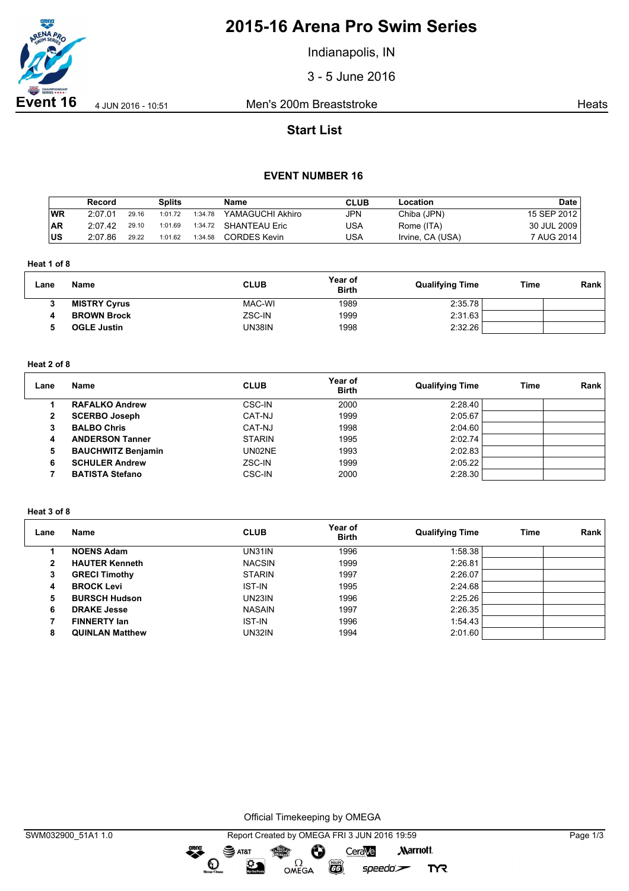# 2015-16 Arena Pro Swim Series

Indianapolis, IN

3 - 5 June 2016

**Event 16** 4 JUN 2016 - 10:51 Men's 200m Breaststroke Heats

## Start List

### EVENT NUMBER 16

| | Record | Splits | | | Name | CLUB | Location | Date |
|---|---|---|---|---|---|---|---|---|
| WR | 2:07.01 | 29.16 | 1:01.72 | 1:34.78 | YAMAGUCHI Akhiro | JPN | Chiba (JPN) | 15 SEP 2012 |
| AR | 2:07.42 | 29.10 | 1:01.69 | 1:34.72 | SHANTEAU Eric | USA | Rome (ITA) | 30 JUL 2009 |
| US | 2:07.86 | 29.22 | 1:01.62 | 1:34.58 | CORDES Kevin | USA | Irvine, CA (USA) | 7 AUG 2014 |

**Heat 1 of 8**

| Lane | Name | CLUB | Year of Birth | Qualifying Time | Time | Rank |
|---|---|---|---|---|---|---|
| 3 | **MISTRY Cyrus** | MAC-WI | 1989 | 2:35.78 | | |
| 4 | **BROWN Brock** | ZSC-IN | 1999 | 2:31.63 | | |
| 5 | **OGLE Justin** | UN38IN | 1998 | 2:32.26 | | |

**Heat 2 of 8**

| Lane | Name | CLUB | Year of Birth | Qualifying Time | Time | Rank |
|---|---|---|---|---|---|---|
| 1 | **RAFALKO Andrew** | CSC-IN | 2000 | 2:28.40 | | |
| 2 | **SCERBO Joseph** | CAT-NJ | 1999 | 2:05.67 | | |
| 3 | **BALBO Chris** | CAT-NJ | 1998 | 2:04.60 | | |
| 4 | **ANDERSON Tanner** | STARIN | 1995 | 2:02.74 | | |
| 5 | **BAUCHWITZ Benjamin** | UN02NE | 1993 | 2:02.83 | | |
| 6 | **SCHULER Andrew** | ZSC-IN | 1999 | 2:05.22 | | |
| 7 | **BATISTA Stefano** | CSC-IN | 2000 | 2:28.30 | | |

**Heat 3 of 8**

| Lane | Name | CLUB | Year of Birth | Qualifying Time | Time | Rank |
|---|---|---|---|---|---|---|
| 1 | **NOENS Adam** | UN31IN | 1996 | 1:58.38 | | |
| 2 | **HAUTER Kenneth** | NACSIN | 1999 | 2:26.81 | | |
| 3 | **GRECI Timothy** | STARIN | 1997 | 2:26.07 | | |
| 4 | **BROCK Levi** | IST-IN | 1995 | 2:24.68 | | |
| 5 | **BURSCH Hudson** | UN23IN | 1996 | 2:25.26 | | |
| 6 | **DRAKE Jesse** | NASAIN | 1997 | 2:26.35 | | |
| 7 | **FINNERTY Ian** | IST-IN | 1996 | 1:54.43 | | |
| 8 | **QUINLAN Matthew** | UN32IN | 1994 | 2:01.60 | | |

Official Timekeeping by OMEGA

SWM032900_51A1 1.0 Report Created by OMEGA FRI 3 JUN 2016 19:59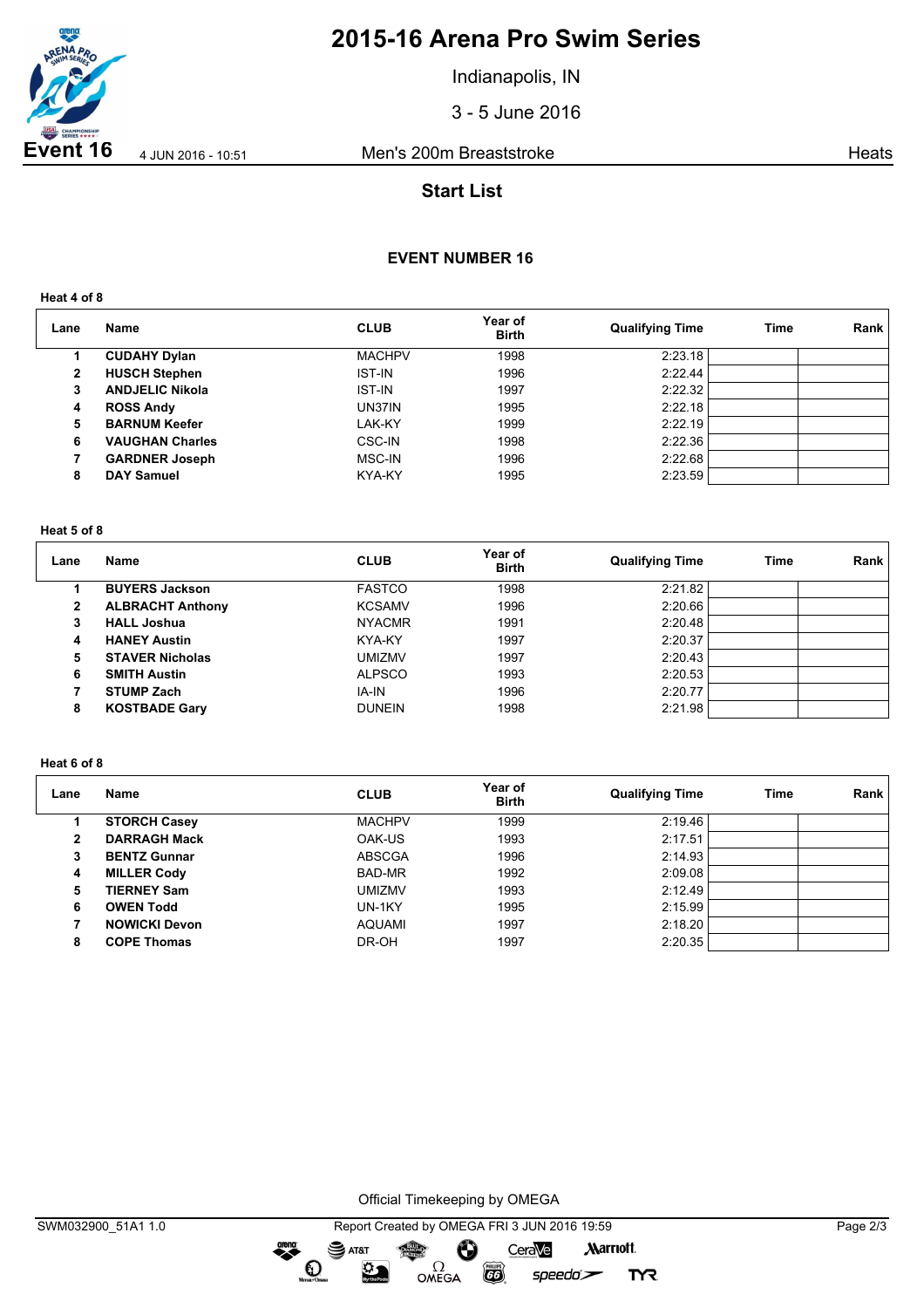# 2015-16 Arena Pro Swim Series

Indianapolis, IN

3 - 5 June 2016

**Event 16** 4 JUN 2016 - 10:51 Men's 200m Breaststroke Heats

## Start List

### EVENT NUMBER 16

**Heat 4 of 8**

| Lane | Name | CLUB | Year of Birth | Qualifying Time | Time | Rank |
|---|---|---|---|---|---|---|
| 1 | **CUDAHY Dylan** | MACHPV | 1998 | 2:23.18 | | |
| 2 | **HUSCH Stephen** | IST-IN | 1996 | 2:22.44 | | |
| 3 | **ANDJELIC Nikola** | IST-IN | 1997 | 2:22.32 | | |
| 4 | **ROSS Andy** | UN37IN | 1995 | 2:22.18 | | |
| 5 | **BARNUM Keefer** | LAK-KY | 1999 | 2:22.19 | | |
| 6 | **VAUGHAN Charles** | CSC-IN | 1998 | 2:22.36 | | |
| 7 | **GARDNER Joseph** | MSC-IN | 1996 | 2:22.68 | | |
| 8 | **DAY Samuel** | KYA-KY | 1995 | 2:23.59 | | |

**Heat 5 of 8**

| Lane | Name | CLUB | Year of Birth | Qualifying Time | Time | Rank |
|---|---|---|---|---|---|---|
| 1 | **BUYERS Jackson** | FASTCO | 1998 | 2:21.82 | | |
| 2 | **ALBRACHT Anthony** | KCSAMV | 1996 | 2:20.66 | | |
| 3 | **HALL Joshua** | NYACMR | 1991 | 2:20.48 | | |
| 4 | **HANEY Austin** | KYA-KY | 1997 | 2:20.37 | | |
| 5 | **STAVER Nicholas** | UMIZMV | 1997 | 2:20.43 | | |
| 6 | **SMITH Austin** | ALPSCO | 1993 | 2:20.53 | | |
| 7 | **STUMP Zach** | IA-IN | 1996 | 2:20.77 | | |
| 8 | **KOSTBADE Gary** | DUNEIN | 1998 | 2:21.98 | | |

**Heat 6 of 8**

| Lane | Name | CLUB | Year of Birth | Qualifying Time | Time | Rank |
|---|---|---|---|---|---|---|
| 1 | **STORCH Casey** | MACHPV | 1999 | 2:19.46 | | |
| 2 | **DARRAGH Mack** | OAK-US | 1993 | 2:17.51 | | |
| 3 | **BENTZ Gunnar** | ABSCGA | 1996 | 2:14.93 | | |
| 4 | **MILLER Cody** | BAD-MR | 1992 | 2:09.08 | | |
| 5 | **TIERNEY Sam** | UMIZMV | 1993 | 2:12.49 | | |
| 6 | **OWEN Todd** | UN-1KY | 1995 | 2:15.99 | | |
| 7 | **NOWICKI Devon** | AQUAMI | 1997 | 2:18.20 | | |
| 8 | **COPE Thomas** | DR-OH | 1997 | 2:20.35 | | |

Official Timekeeping by OMEGA

SWM032900_51A1 1.0 Report Created by OMEGA FRI 3 JUN 2016 19:59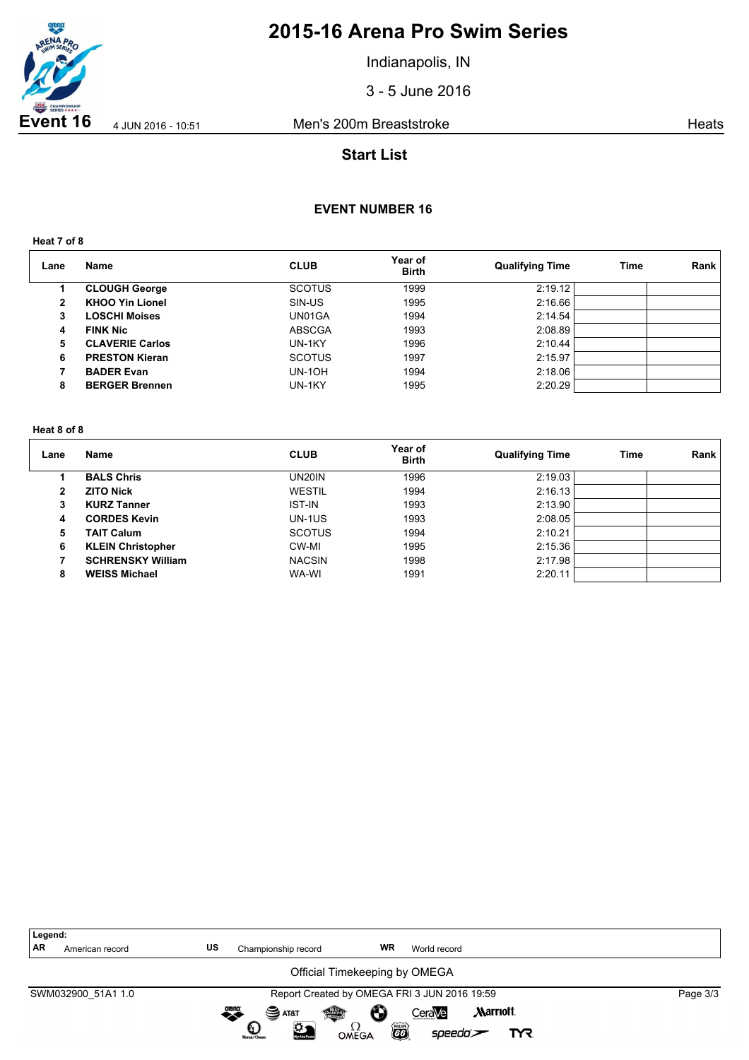# 2015-16 Arena Pro Swim Series

Indianapolis, IN

3 - 5 June 2016

**Event 16** 4 JUN 2016 - 10:51 Men's 200m Breaststroke Heats

## Start List

### EVENT NUMBER 16

**Heat 7 of 8**

| Lane | Name | CLUB | Year of Birth | Qualifying Time | Time | Rank |
|---|---|---|---|---|---|---|
| 1 | **CLOUGH George** | SCOTUS | 1999 | 2:19.12 | | |
| 2 | **KHOO Yin Lionel** | SIN-US | 1995 | 2:16.66 | | |
| 3 | **LOSCHI Moises** | UN01GA | 1994 | 2:14.54 | | |
| 4 | **FINK Nic** | ABSCGA | 1993 | 2:08.89 | | |
| 5 | **CLAVERIE Carlos** | UN-1KY | 1996 | 2:10.44 | | |
| 6 | **PRESTON Kieran** | SCOTUS | 1997 | 2:15.97 | | |
| 7 | **BADER Evan** | UN-1OH | 1994 | 2:18.06 | | |
| 8 | **BERGER Brennen** | UN-1KY | 1995 | 2:20.29 | | |

**Heat 8 of 8**

| Lane | Name | CLUB | Year of Birth | Qualifying Time | Time | Rank |
|---|---|---|---|---|---|---|
| 1 | **BALS Chris** | UN20IN | 1996 | 2:19.03 | | |
| 2 | **ZITO Nick** | WESTIL | 1994 | 2:16.13 | | |
| 3 | **KURZ Tanner** | IST-IN | 1993 | 2:13.90 | | |
| 4 | **CORDES Kevin** | UN-1US | 1993 | 2:08.05 | | |
| 5 | **TAIT Calum** | SCOTUS | 1994 | 2:10.21 | | |
| 6 | **KLEIN Christopher** | CW-MI | 1995 | 2:15.36 | | |
| 7 | **SCHRENSKY William** | NACSIN | 1998 | 2:17.98 | | |
| 8 | **WEISS Michael** | WA-WI | 1991 | 2:20.11 | | |

**Legend:**

| | | | | | |
|---|---|---|---|---|---|
| **AR** | American record | **US** | Championship record | **WR** | World record |

Official Timekeeping by OMEGA

SWM032900_51A1 1.0 Report Created by OMEGA FRI 3 JUN 2016 19:59